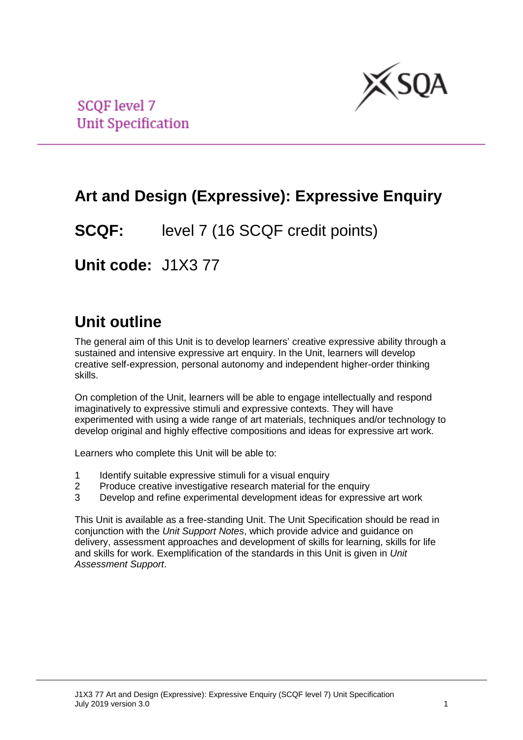SCQF level 7
Unit Specification

# Art and Design (Expressive): Expressive Enquiry

**SCQF:** level 7 (16 SCQF credit points)

**Unit code:** J1X3 77

## Unit outline

The general aim of this Unit is to develop learners' creative expressive ability through a sustained and intensive expressive art enquiry. In the Unit, learners will develop creative self-expression, personal autonomy and independent higher-order thinking skills.

On completion of the Unit, learners will be able to engage intellectually and respond imaginatively to expressive stimuli and expressive contexts. They will have experimented with using a wide range of art materials, techniques and/or technology to develop original and highly effective compositions and ideas for expressive art work.

Learners who complete this Unit will be able to:

1. Identify suitable expressive stimuli for a visual enquiry
2. Produce creative investigative research material for the enquiry
3. Develop and refine experimental development ideas for expressive art work

This Unit is available as a free-standing Unit. The Unit Specification should be read in conjunction with the *Unit Support Notes*, which provide advice and guidance on delivery, assessment approaches and development of skills for learning, skills for life and skills for work. Exemplification of the standards in this Unit is given in *Unit Assessment Support*.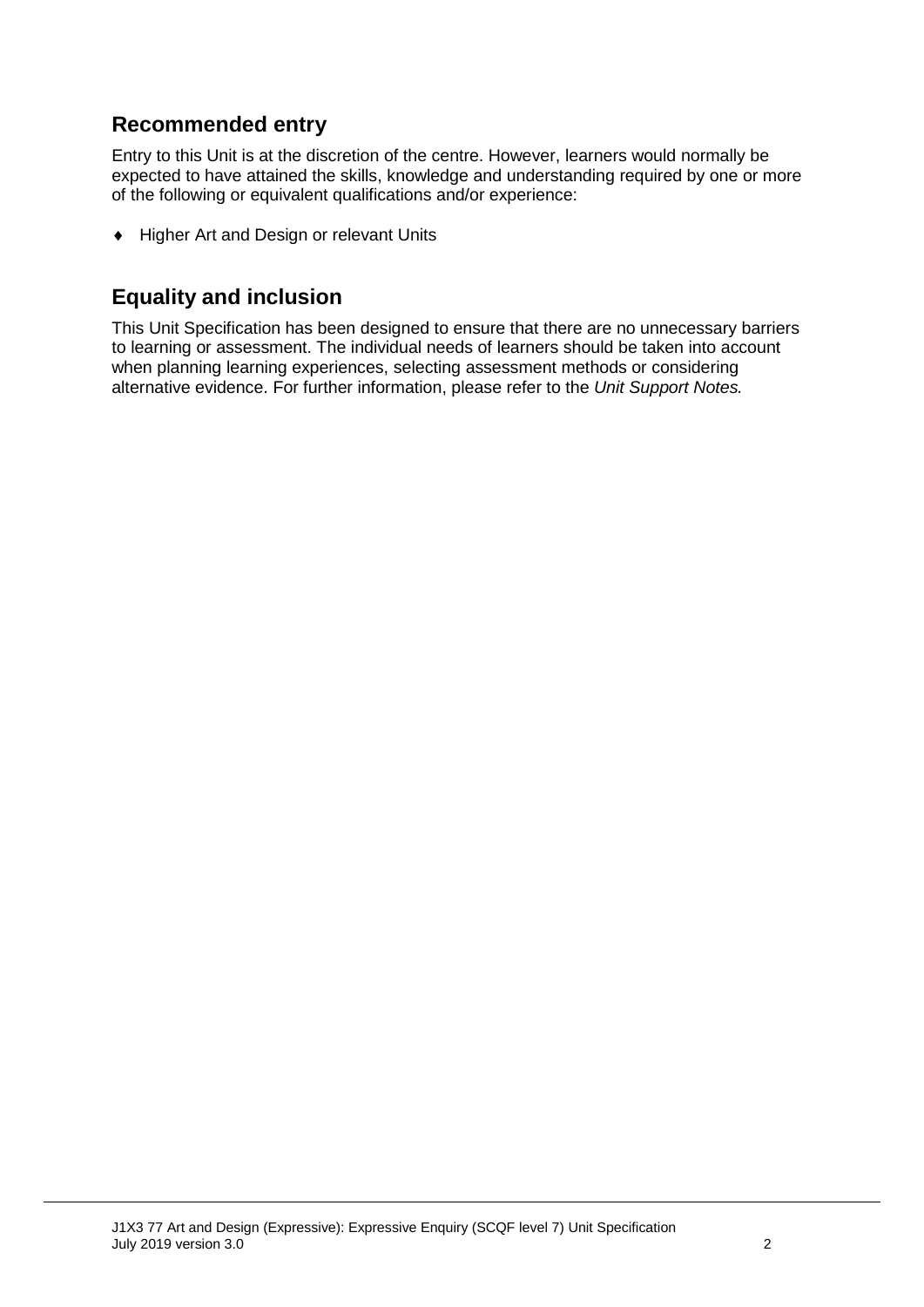## Recommended entry

Entry to this Unit is at the discretion of the centre. However, learners would normally be expected to have attained the skills, knowledge and understanding required by one or more of the following or equivalent qualifications and/or experience:

- Higher Art and Design or relevant Units

## Equality and inclusion

This Unit Specification has been designed to ensure that there are no unnecessary barriers to learning or assessment. The individual needs of learners should be taken into account when planning learning experiences, selecting assessment methods or considering alternative evidence. For further information, please refer to the *Unit Support Notes.*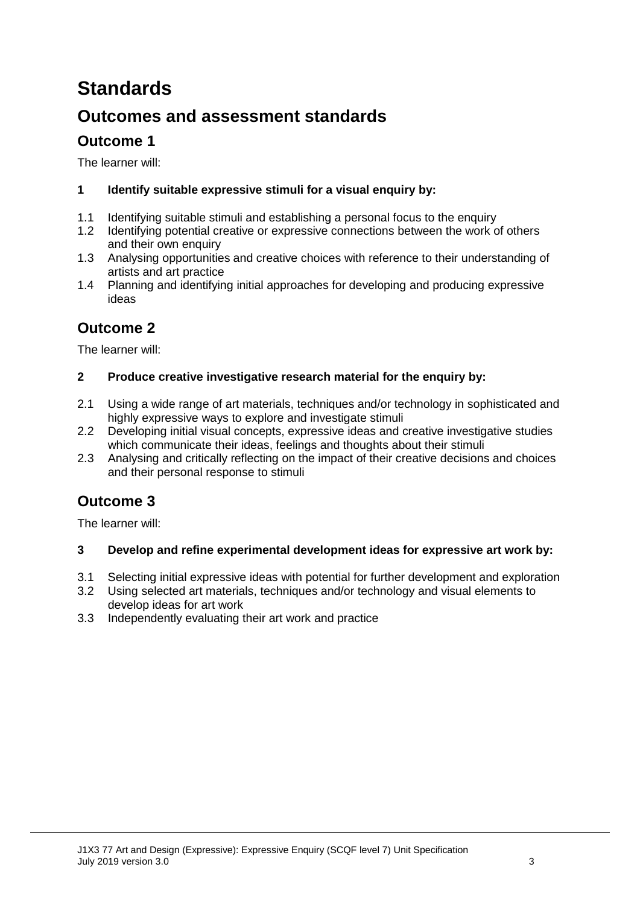# Standards

## Outcomes and assessment standards

### Outcome 1

The learner will:

**1 Identify suitable expressive stimuli for a visual enquiry by:**

1.1 Identifying suitable stimuli and establishing a personal focus to the enquiry
1.2 Identifying potential creative or expressive connections between the work of others and their own enquiry
1.3 Analysing opportunities and creative choices with reference to their understanding of artists and art practice
1.4 Planning and identifying initial approaches for developing and producing expressive ideas

### Outcome 2

The learner will:

**2 Produce creative investigative research material for the enquiry by:**

2.1 Using a wide range of art materials, techniques and/or technology in sophisticated and highly expressive ways to explore and investigate stimuli
2.2 Developing initial visual concepts, expressive ideas and creative investigative studies which communicate their ideas, feelings and thoughts about their stimuli
2.3 Analysing and critically reflecting on the impact of their creative decisions and choices and their personal response to stimuli

### Outcome 3

The learner will:

**3 Develop and refine experimental development ideas for expressive art work by:**

3.1 Selecting initial expressive ideas with potential for further development and exploration
3.2 Using selected art materials, techniques and/or technology and visual elements to develop ideas for art work
3.3 Independently evaluating their art work and practice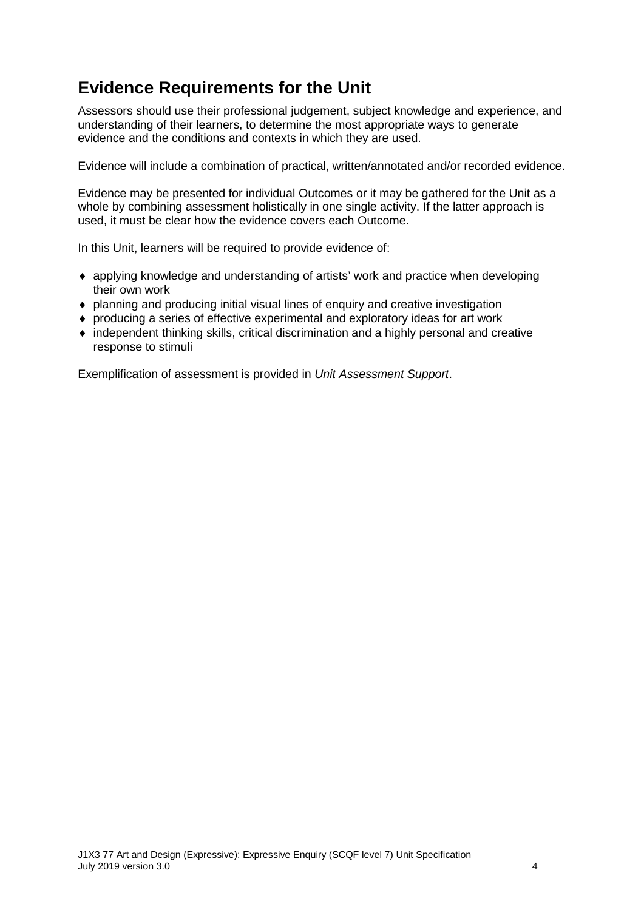## Evidence Requirements for the Unit

Assessors should use their professional judgement, subject knowledge and experience, and understanding of their learners, to determine the most appropriate ways to generate evidence and the conditions and contexts in which they are used.

Evidence will include a combination of practical, written/annotated and/or recorded evidence.

Evidence may be presented for individual Outcomes or it may be gathered for the Unit as a whole by combining assessment holistically in one single activity. If the latter approach is used, it must be clear how the evidence covers each Outcome.

In this Unit, learners will be required to provide evidence of:

- applying knowledge and understanding of artists' work and practice when developing their own work
- planning and producing initial visual lines of enquiry and creative investigation
- producing a series of effective experimental and exploratory ideas for art work
- independent thinking skills, critical discrimination and a highly personal and creative response to stimuli

Exemplification of assessment is provided in *Unit Assessment Support*.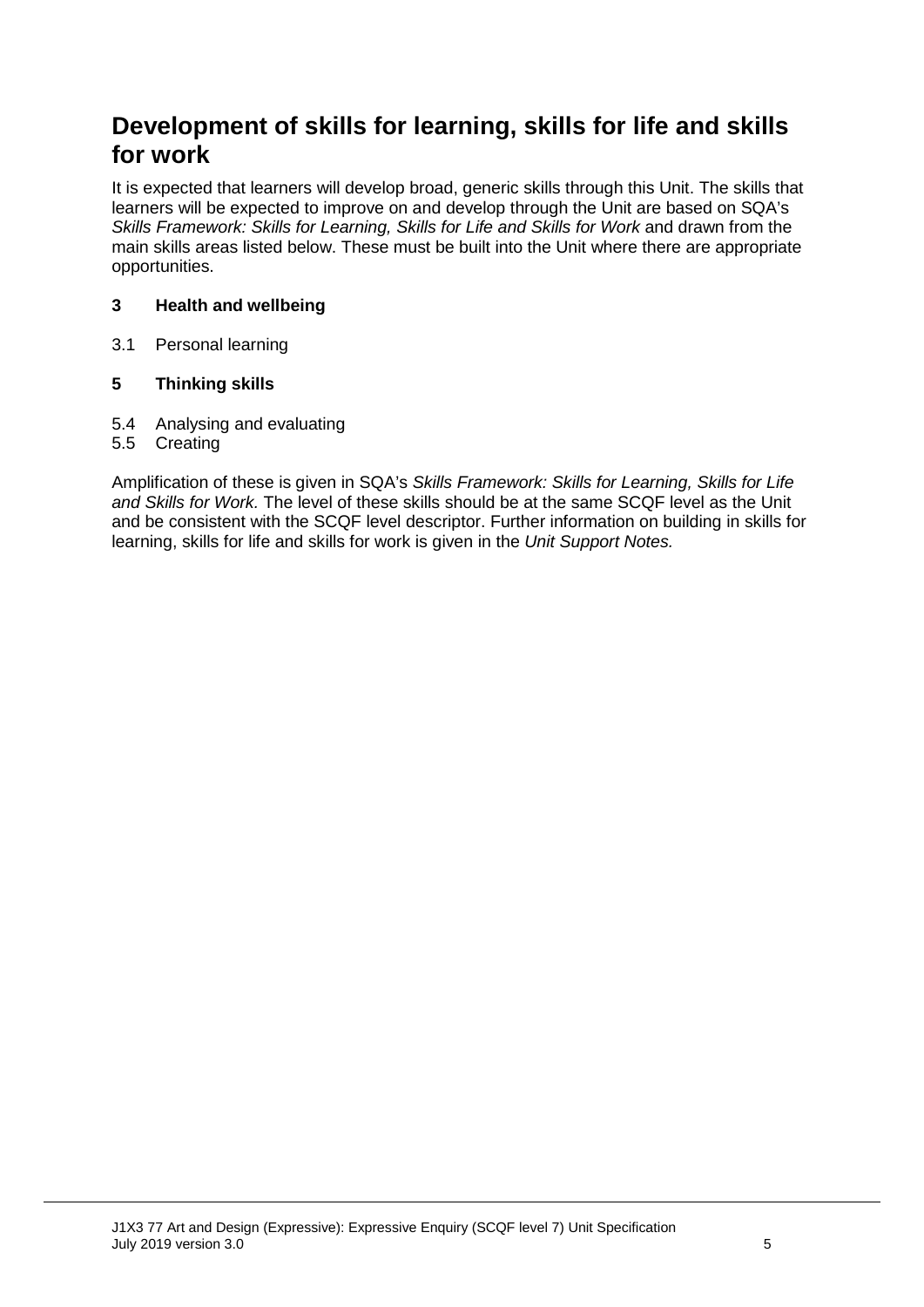## Development of skills for learning, skills for life and skills for work

It is expected that learners will develop broad, generic skills through this Unit. The skills that learners will be expected to improve on and develop through the Unit are based on SQA's *Skills Framework: Skills for Learning, Skills for Life and Skills for Work* and drawn from the main skills areas listed below. These must be built into the Unit where there are appropriate opportunities.

**3 Health and wellbeing**

3.1 Personal learning

**5 Thinking skills**

5.4 Analysing and evaluating
5.5 Creating

Amplification of these is given in SQA's *Skills Framework: Skills for Learning, Skills for Life and Skills for Work.* The level of these skills should be at the same SCQF level as the Unit and be consistent with the SCQF level descriptor. Further information on building in skills for learning, skills for life and skills for work is given in the *Unit Support Notes.*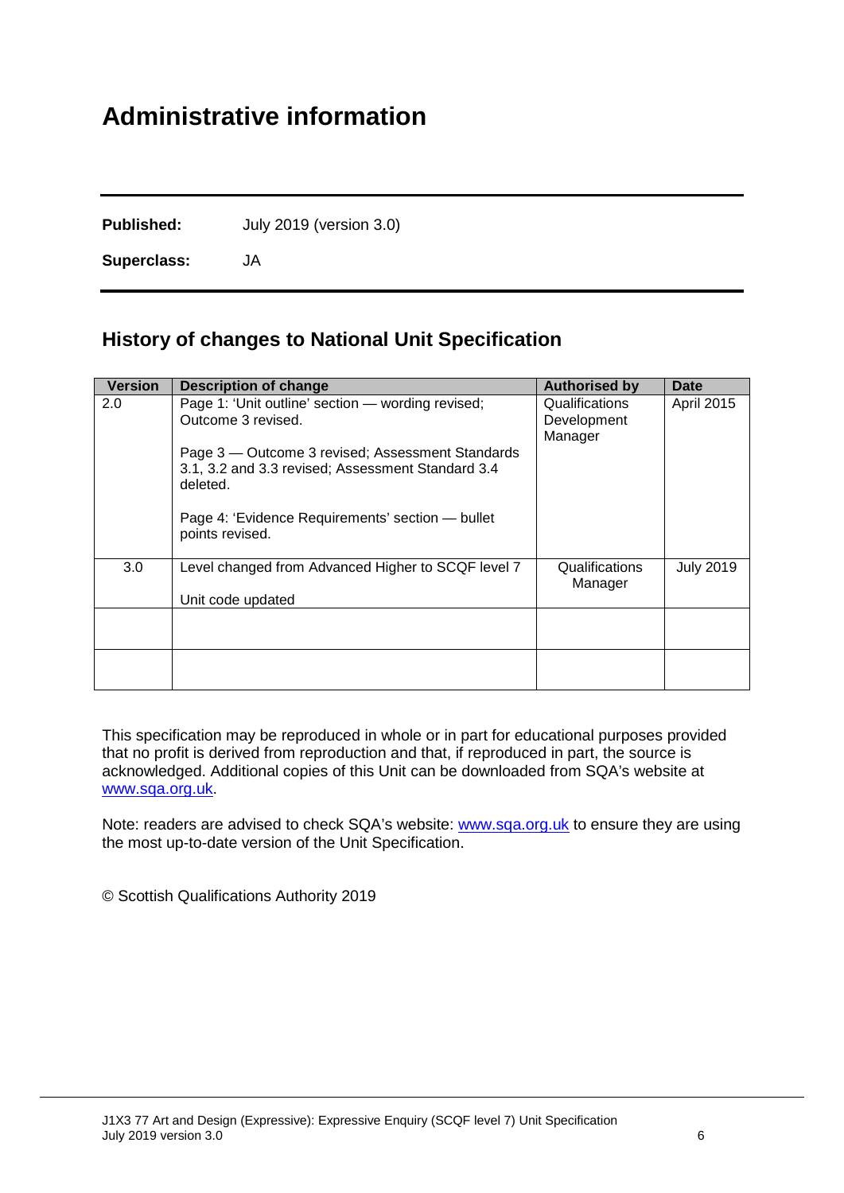# Administrative information

**Published:** July 2019 (version 3.0)

**Superclass:** JA

## History of changes to National Unit Specification

| Version | Description of change | Authorised by | Date |
|---|---|---|---|
| 2.0 | Page 1: 'Unit outline' section — wording revised; Outcome 3 revised.<br><br>Page 3 — Outcome 3 revised; Assessment Standards 3.1, 3.2 and 3.3 revised; Assessment Standard 3.4 deleted.<br><br>Page 4: 'Evidence Requirements' section — bullet points revised. | Qualifications Development Manager | April 2015 |
| 3.0 | Level changed from Advanced Higher to SCQF level 7<br><br>Unit code updated | Qualifications Manager | July 2019 |
| | | | |
| | | | |

This specification may be reproduced in whole or in part for educational purposes provided that no profit is derived from reproduction and that, if reproduced in part, the source is acknowledged. Additional copies of this Unit can be downloaded from SQA's website at [www.sqa.org.uk](http://www.sqa.org.uk).

Note: readers are advised to check SQA's website: [www.sqa.org.uk](http://www.sqa.org.uk) to ensure they are using the most up-to-date version of the Unit Specification.

© Scottish Qualifications Authority 2019